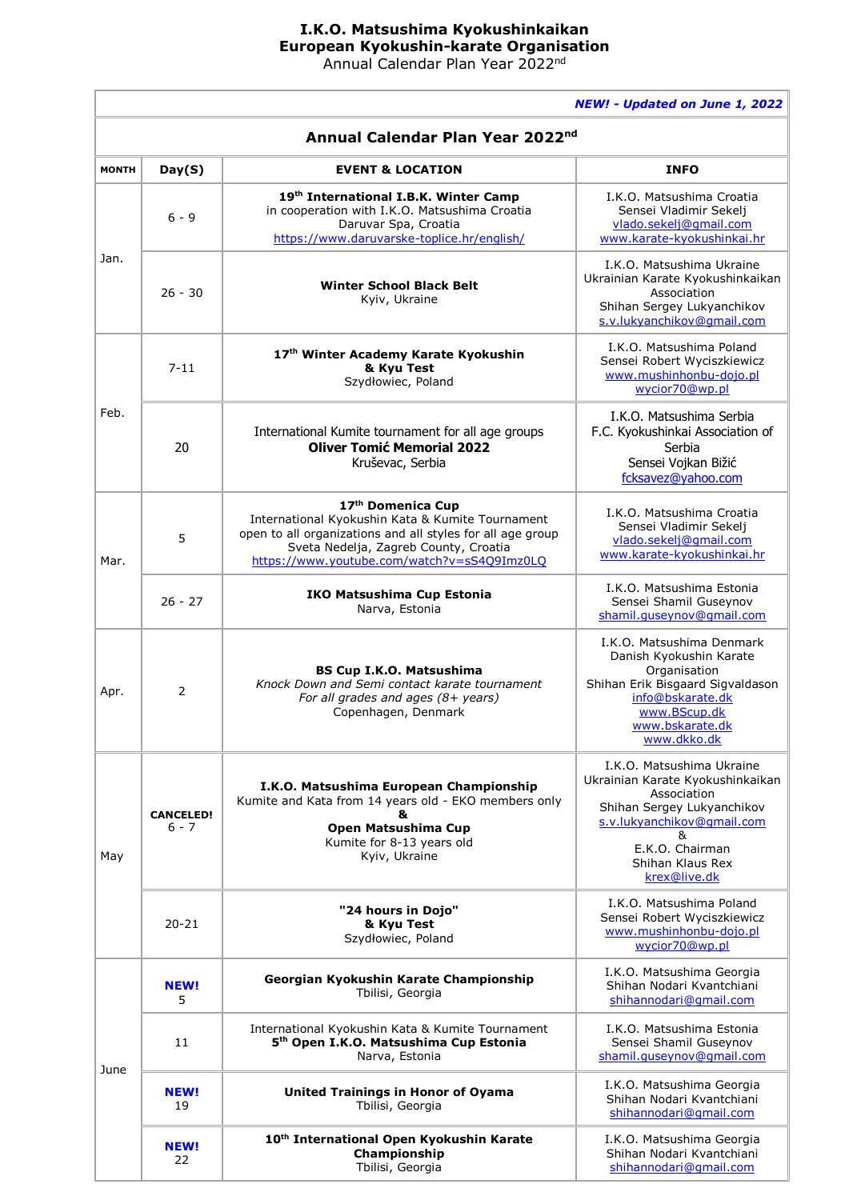# I.K.O. Matsushima Kyokushinkaikan
# European Kyokushin-karate Organisation
Annual Calendar Plan Year 2022nd

| | | | |
|---|---|---|---|
| | | | ***NEW! - Updated on June 1, 2022*** |
| **Annual Calendar Plan Year 2022nd** | | | |
| **MONTH** | **Day(S)** | **EVENT & LOCATION** | **INFO** |
| Jan. | 6 - 9 | **19th International I.B.K. Winter Camp**<br>in cooperation with I.K.O. Matsushima Croatia<br>Daruvar Spa, Croatia<br>https://www.daruvarske-toplice.hr/english/ | I.K.O. Matsushima Croatia<br>Sensei Vladimir Sekelj<br>vlado.sekelj@gmail.com<br>www.karate-kyokushinkai.hr |
| | 26 - 30 | **Winter School Black Belt**<br>Kyiv, Ukraine | I.K.O. Matsushima Ukraine<br>Ukrainian Karate Kyokushinkaikan Association<br>Shihan Sergey Lukyanchikov<br>s.v.lukyanchikov@gmail.com |
| Feb. | 7-11 | **17th Winter Academy Karate Kyokushin**<br>**& Kyu Test**<br>Szydłowiec, Poland | I.K.O. Matsushima Poland<br>Sensei Robert Wyciszkiewicz<br>www.mushinhonbu-dojo.pl<br>wycior70@wp.pl |
| | 20 | International Kumite tournament for all age groups<br>**Oliver Tomić Memorial 2022**<br>Kruševac, Serbia | I.K.O. Matsushima Serbia<br>F.C. Kyokushinkai Association of Serbia<br>Sensei Vojkan Bižić<br>fcksavez@yahoo.com |
| Mar. | 5 | **17th Domenica Cup**<br>International Kyokushin Kata & Kumite Tournament<br>open to all organizations and all styles for all age group<br>Sveta Nedelja, Zagreb County, Croatia<br>https://www.youtube.com/watch?v=sS4Q9Imz0LQ | I.K.O. Matsushima Croatia<br>Sensei Vladimir Sekelj<br>vlado.sekelj@gmail.com<br>www.karate-kyokushinkai.hr |
| | 26 - 27 | **IKO Matsushima Cup Estonia**<br>Narva, Estonia | I.K.O. Matsushima Estonia<br>Sensei Shamil Guseynov<br>shamil.guseynov@gmail.com |
| Apr. | 2 | **BS Cup I.K.O. Matsushima**<br>*Knock Down and Semi contact karate tournament*<br>*For all grades and ages (8+ years)*<br>Copenhagen, Denmark | I.K.O. Matsushima Denmark<br>Danish Kyokushin Karate Organisation<br>Shihan Erik Bisgaard Sigvaldason<br>info@bskarate.dk<br>www.BScup.dk<br>www.bskarate.dk<br>www.dkko.dk |
| May | **CANCELED!**<br>6 - 7 | **I.K.O. Matsushima European Championship**<br>Kumite and Kata from 14 years old - EKO members only<br>**&**<br>**Open Matsushima Cup**<br>Kumite for 8-13 years old<br>Kyiv, Ukraine | I.K.O. Matsushima Ukraine<br>Ukrainian Karate Kyokushinkaikan Association<br>Shihan Sergey Lukyanchikov<br>s.v.lukyanchikov@gmail.com<br>&<br>E.K.O. Chairman<br>Shihan Klaus Rex<br>krex@live.dk |
| | 20-21 | **"24 hours in Dojo"**<br>**& Kyu Test**<br>Szydłowiec, Poland | I.K.O. Matsushima Poland<br>Sensei Robert Wyciszkiewicz<br>www.mushinhonbu-dojo.pl<br>wycior70@wp.pl |
| June | **NEW!**<br>5 | **Georgian Kyokushin Karate Championship**<br>Tbilisi, Georgia | I.K.O. Matsushima Georgia<br>Shihan Nodari Kvantchiani<br>shihannodari@gmail.com |
| | 11 | International Kyokushin Kata & Kumite Tournament<br>**5th Open I.K.O. Matsushima Cup Estonia**<br>Narva, Estonia | I.K.O. Matsushima Estonia<br>Sensei Shamil Guseynov<br>shamil.guseynov@gmail.com |
| | **NEW!**<br>19 | **United Trainings in Honor of Oyama**<br>Tbilisi, Georgia | I.K.O. Matsushima Georgia<br>Shihan Nodari Kvantchiani<br>shihannodari@gmail.com |
| | **NEW!**<br>22 | **10th International Open Kyokushin Karate Championship**<br>Tbilisi, Georgia | I.K.O. Matsushima Georgia<br>Shihan Nodari Kvantchiani<br>shihannodari@gmail.com |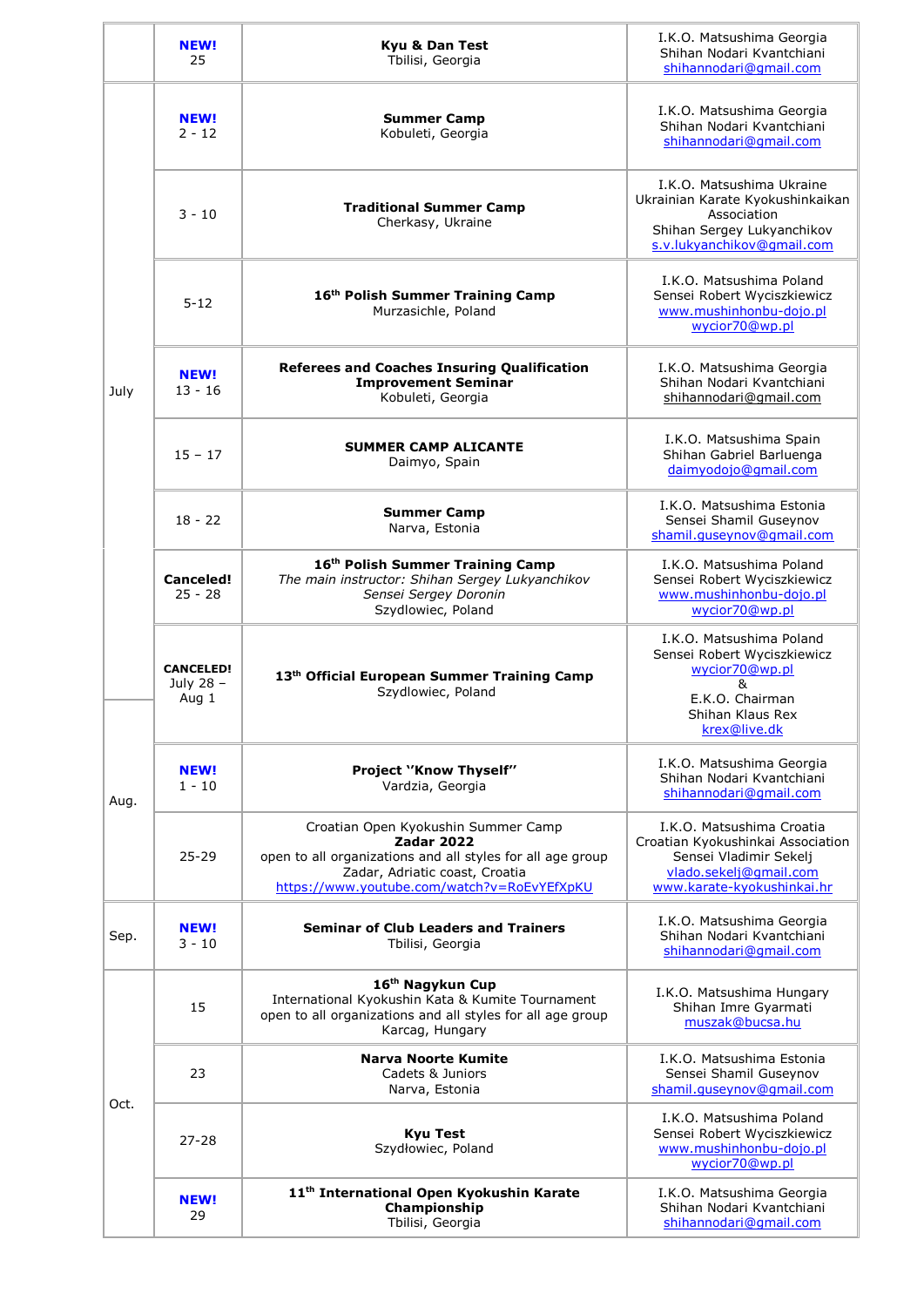|  | **NEW!** 25 | **Kyu & Dan Test** Tbilisi, Georgia | I.K.O. Matsushima Georgia Shihan Nodari Kvantchiani shihannodari@gmail.com |
|---|---|---|---|
| July | **NEW!** 2 - 12 | **Summer Camp** Kobuleti, Georgia | I.K.O. Matsushima Georgia Shihan Nodari Kvantchiani shihannodari@gmail.com |
|  | 3 - 10 | **Traditional Summer Camp** Cherkasy, Ukraine | I.K.O. Matsushima Ukraine Ukrainian Karate Kyokushinkaikan Association Shihan Sergey Lukyanchikov s.v.lukyanchikov@gmail.com |
|  | 5-12 | **16th Polish Summer Training Camp** Murzasichle, Poland | I.K.O. Matsushima Poland Sensei Robert Wyciszkiewicz www.mushinhonbu-dojo.pl wycior70@wp.pl |
|  | **NEW!** 13 - 16 | **Referees and Coaches Insuring Qualification Improvement Seminar** Kobuleti, Georgia | I.K.O. Matsushima Georgia Shihan Nodari Kvantchiani shihannodari@gmail.com |
|  | 15 – 17 | **SUMMER CAMP ALICANTE** Daimyo, Spain | I.K.O. Matsushima Spain Shihan Gabriel Barluenga daimyodojo@gmail.com |
|  | 18 - 22 | **Summer Camp** Narva, Estonia | I.K.O. Matsushima Estonia Sensei Shamil Guseynov shamil.guseynov@gmail.com |
|  | **Canceled!** 25 - 28 | **16th Polish Summer Training Camp** *The main instructor: Shihan Sergey Lukyanchikov* *Sensei Sergey Doronin* Szydlowiec, Poland | I.K.O. Matsushima Poland Sensei Robert Wyciszkiewicz www.mushinhonbu-dojo.pl wycior70@wp.pl |
|  | **CANCELED!** July 28 – Aug 1 | **13th Official European Summer Training Camp** Szydlowiec, Poland | I.K.O. Matsushima Poland Sensei Robert Wyciszkiewicz wycior70@wp.pl & E.K.O. Chairman Shihan Klaus Rex krex@live.dk |
| Aug. | **NEW!** 1 - 10 | **Project "Know Thyself"** Vardzia, Georgia | I.K.O. Matsushima Georgia Shihan Nodari Kvantchiani shihannodari@gmail.com |
|  | 25-29 | Croatian Open Kyokushin Summer Camp **Zadar 2022** open to all organizations and all styles for all age group Zadar, Adriatic coast, Croatia https://www.youtube.com/watch?v=RoEvYEfXpKU | I.K.O. Matsushima Croatia Croatian Kyokushinkai Association Sensei Vladimir Sekelj vlado.sekelj@gmail.com www.karate-kyokushinkai.hr |
| Sep. | **NEW!** 3 - 10 | **Seminar of Club Leaders and Trainers** Tbilisi, Georgia | I.K.O. Matsushima Georgia Shihan Nodari Kvantchiani shihannodari@gmail.com |
| Oct. | 15 | **16th Nagykun Cup** International Kyokushin Kata & Kumite Tournament open to all organizations and all styles for all age group Karcag, Hungary | I.K.O. Matsushima Hungary Shihan Imre Gyarmati muszak@bucsa.hu |
|  | 23 | **Narva Noorte Kumite** Cadets & Juniors Narva, Estonia | I.K.O. Matsushima Estonia Sensei Shamil Guseynov shamil.guseynov@gmail.com |
|  | 27-28 | **Kyu Test** Szydłowiec, Poland | I.K.O. Matsushima Poland Sensei Robert Wyciszkiewicz www.mushinhonbu-dojo.pl wycior70@wp.pl |
|  | **NEW!** 29 | **11th International Open Kyokushin Karate Championship** Tbilisi, Georgia | I.K.O. Matsushima Georgia Shihan Nodari Kvantchiani shihannodari@gmail.com |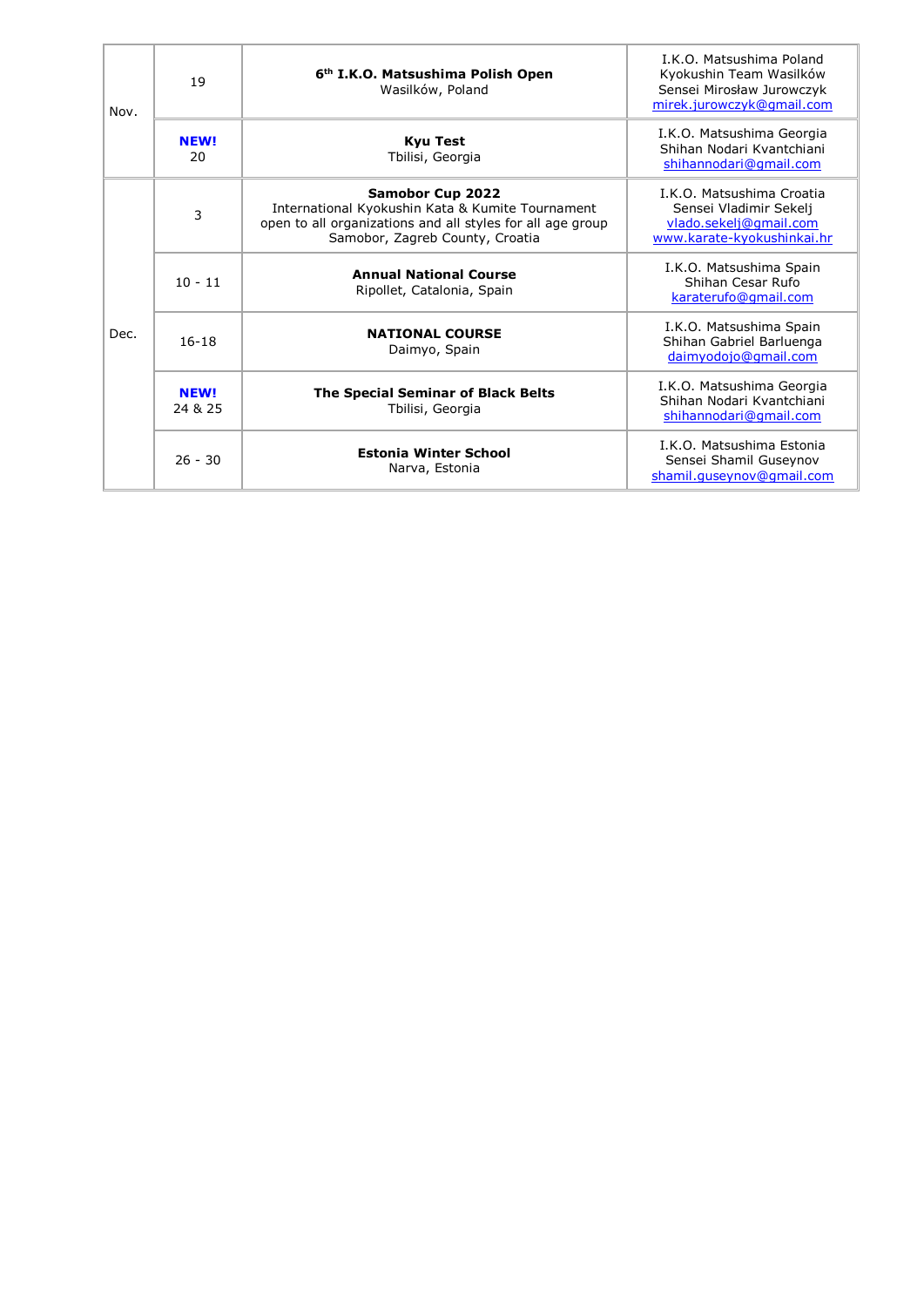| | | | |
|---|---|---|---|
| Nov. | 19 | **6th I.K.O. Matsushima Polish Open**<br>Wasilków, Poland | I.K.O. Matsushima Poland<br>Kyokushin Team Wasilków<br>Sensei Mirosław Jurowczyk<br>mirek.jurowczyk@gmail.com |
| | **NEW!**<br>20 | **Kyu Test**<br>Tbilisi, Georgia | I.K.O. Matsushima Georgia<br>Shihan Nodari Kvantchiani<br>shihannodari@gmail.com |
| Dec. | 3 | **Samobor Cup 2022**<br>International Kyokushin Kata & Kumite Tournament<br>open to all organizations and all styles for all age group<br>Samobor, Zagreb County, Croatia | I.K.O. Matsushima Croatia<br>Sensei Vladimir Sekelj<br>vlado.sekelj@gmail.com<br>www.karate-kyokushinkai.hr |
| | 10 - 11 | **Annual National Course**<br>Ripollet, Catalonia, Spain | I.K.O. Matsushima Spain<br>Shihan Cesar Rufo<br>karaterufo@gmail.com |
| | 16-18 | **NATIONAL COURSE**<br>Daimyo, Spain | I.K.O. Matsushima Spain<br>Shihan Gabriel Barluenga<br>daimyodojo@gmail.com |
| | **NEW!**<br>24 & 25 | **The Special Seminar of Black Belts**<br>Tbilisi, Georgia | I.K.O. Matsushima Georgia<br>Shihan Nodari Kvantchiani<br>shihannodari@gmail.com |
| | 26 - 30 | **Estonia Winter School**<br>Narva, Estonia | I.K.O. Matsushima Estonia<br>Sensei Shamil Guseynov<br>shamil.guseynov@gmail.com |